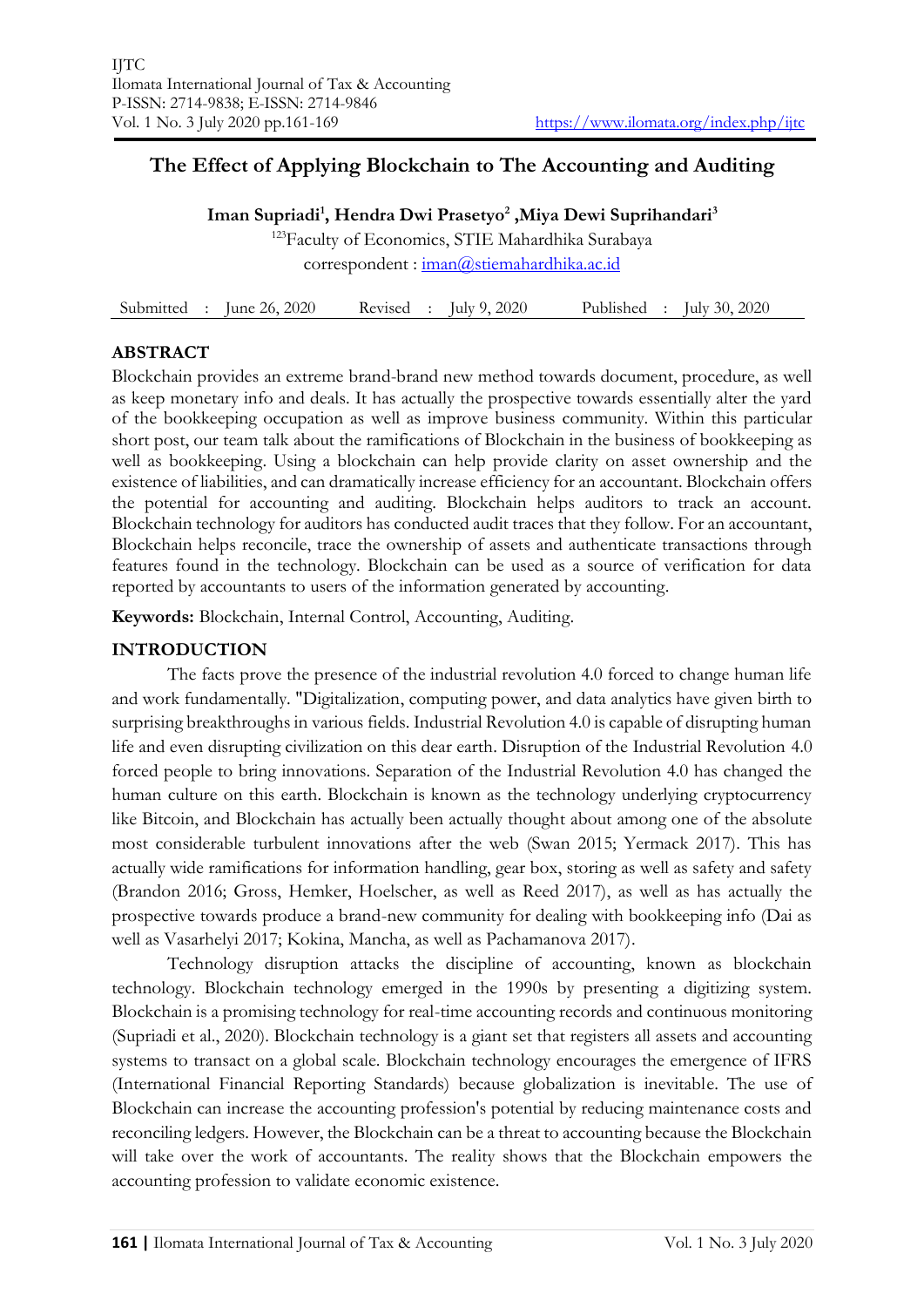# The Effect of Applying Blockchain to The Accounting and Auditing

**Iman Supriadi[1], Hendra Dwi Prasetyo[2], Miya Dewi Suprihandari[3]**

[123]Faculty of Economics, STIE Mahardhika Surabaya

correspondent : iman@stiemahardhika.ac.id

| Submitted : June 26, 2020 | Revised : July 9, 2020 | Published : July 30, 2020 |
|---|---|---|

## ABSTRACT

Blockchain provides an extreme brand-brand new method towards document, procedure, as well as keep monetary info and deals. It has actually the prospective towards essentially alter the yard of the bookkeeping occupation as well as improve business community. Within this particular short post, our team talk about the ramifications of Blockchain in the business of bookkeeping as well as bookkeeping. Using a blockchain can help provide clarity on asset ownership and the existence of liabilities, and can dramatically increase efficiency for an accountant. Blockchain offers the potential for accounting and auditing. Blockchain helps auditors to track an account. Blockchain technology for auditors has conducted audit traces that they follow. For an accountant, Blockchain helps reconcile, trace the ownership of assets and authenticate transactions through features found in the technology. Blockchain can be used as a source of verification for data reported by accountants to users of the information generated by accounting.

**Keywords:** Blockchain, Internal Control, Accounting, Auditing.

## INTRODUCTION

The facts prove the presence of the industrial revolution 4.0 forced to change human life and work fundamentally. "Digitalization, computing power, and data analytics have given birth to surprising breakthroughs in various fields. Industrial Revolution 4.0 is capable of disrupting human life and even disrupting civilization on this dear earth. Disruption of the Industrial Revolution 4.0 forced people to bring innovations. Separation of the Industrial Revolution 4.0 has changed the human culture on this earth. Blockchain is known as the technology underlying cryptocurrency like Bitcoin, and Blockchain has actually been actually thought about among one of the absolute most considerable turbulent innovations after the web (Swan 2015; Yermack 2017). This has actually wide ramifications for information handling, gear box, storing as well as safety and safety (Brandon 2016; Gross, Hemker, Hoelscher, as well as Reed 2017), as well as has actually the prospective towards produce a brand-new community for dealing with bookkeeping info (Dai as well as Vasarhelyi 2017; Kokina, Mancha, as well as Pachamanova 2017).

Technology disruption attacks the discipline of accounting, known as blockchain technology. Blockchain technology emerged in the 1990s by presenting a digitizing system. Blockchain is a promising technology for real-time accounting records and continuous monitoring (Supriadi et al., 2020). Blockchain technology is a giant set that registers all assets and accounting systems to transact on a global scale. Blockchain technology encourages the emergence of IFRS (International Financial Reporting Standards) because globalization is inevitable. The use of Blockchain can increase the accounting profession's potential by reducing maintenance costs and reconciling ledgers. However, the Blockchain can be a threat to accounting because the Blockchain will take over the work of accountants. The reality shows that the Blockchain empowers the accounting profession to validate economic existence.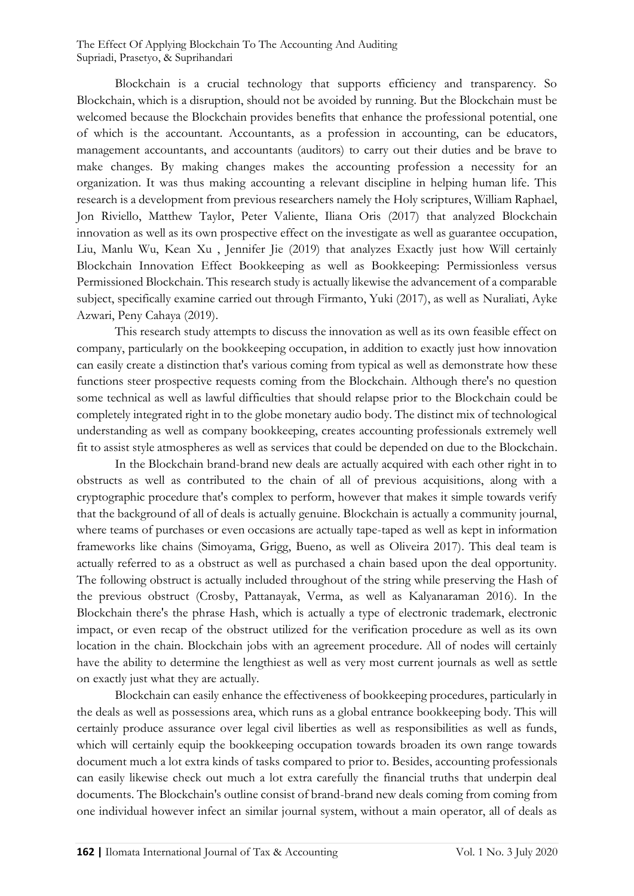Blockchain is a crucial technology that supports efficiency and transparency. So Blockchain, which is a disruption, should not be avoided by running. But the Blockchain must be welcomed because the Blockchain provides benefits that enhance the professional potential, one of which is the accountant. Accountants, as a profession in accounting, can be educators, management accountants, and accountants (auditors) to carry out their duties and be brave to make changes. By making changes makes the accounting profession a necessity for an organization. It was thus making accounting a relevant discipline in helping human life. This research is a development from previous researchers namely the Holy scriptures, William Raphael, Jon Riviello, Matthew Taylor, Peter Valiente, Iliana Oris (2017) that analyzed Blockchain innovation as well as its own prospective effect on the investigate as well as guarantee occupation, Liu, Manlu Wu, Kean Xu , Jennifer Jie (2019) that analyzes Exactly just how Will certainly Blockchain Innovation Effect Bookkeeping as well as Bookkeeping: Permissionless versus Permissioned Blockchain. This research study is actually likewise the advancement of a comparable subject, specifically examine carried out through Firmanto, Yuki (2017), as well as Nuraliati, Ayke Azwari, Peny Cahaya (2019).

This research study attempts to discuss the innovation as well as its own feasible effect on company, particularly on the bookkeeping occupation, in addition to exactly just how innovation can easily create a distinction that's various coming from typical as well as demonstrate how these functions steer prospective requests coming from the Blockchain. Although there's no question some technical as well as lawful difficulties that should relapse prior to the Blockchain could be completely integrated right in to the globe monetary audio body. The distinct mix of technological understanding as well as company bookkeeping, creates accounting professionals extremely well fit to assist style atmospheres as well as services that could be depended on due to the Blockchain.

In the Blockchain brand-brand new deals are actually acquired with each other right in to obstructs as well as contributed to the chain of all of previous acquisitions, along with a cryptographic procedure that's complex to perform, however that makes it simple towards verify that the background of all of deals is actually genuine. Blockchain is actually a community journal, where teams of purchases or even occasions are actually tape-taped as well as kept in information frameworks like chains (Simoyama, Grigg, Bueno, as well as Oliveira 2017). This deal team is actually referred to as a obstruct as well as purchased a chain based upon the deal opportunity. The following obstruct is actually included throughout of the string while preserving the Hash of the previous obstruct (Crosby, Pattanayak, Verma, as well as Kalyanaraman 2016). In the Blockchain there's the phrase Hash, which is actually a type of electronic trademark, electronic impact, or even recap of the obstruct utilized for the verification procedure as well as its own location in the chain. Blockchain jobs with an agreement procedure. All of nodes will certainly have the ability to determine the lengthiest as well as very most current journals as well as settle on exactly just what they are actually.

Blockchain can easily enhance the effectiveness of bookkeeping procedures, particularly in the deals as well as possessions area, which runs as a global entrance bookkeeping body. This will certainly produce assurance over legal civil liberties as well as responsibilities as well as funds, which will certainly equip the bookkeeping occupation towards broaden its own range towards document much a lot extra kinds of tasks compared to prior to. Besides, accounting professionals can easily likewise check out much a lot extra carefully the financial truths that underpin deal documents. The Blockchain's outline consist of brand-brand new deals coming from coming from one individual however infect an similar journal system, without a main operator, all of deals as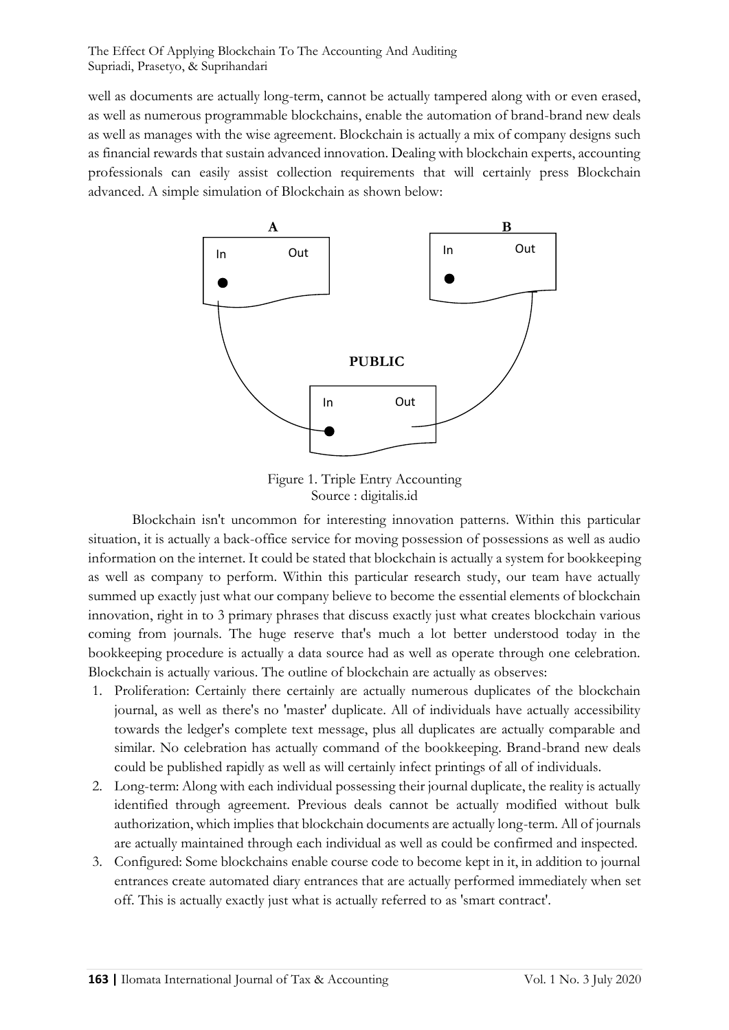well as documents are actually long-term, cannot be actually tampered along with or even erased, as well as numerous programmable blockchains, enable the automation of brand-brand new deals as well as manages with the wise agreement. Blockchain is actually a mix of company designs such as financial rewards that sustain advanced innovation. Dealing with blockchain experts, accounting professionals can easily assist collection requirements that will certainly press Blockchain advanced. A simple simulation of Blockchain as shown below:

Figure 1. Triple Entry Accounting
Source : digitalis.id

Blockchain isn't uncommon for interesting innovation patterns. Within this particular situation, it is actually a back-office service for moving possession of possessions as well as audio information on the internet. It could be stated that blockchain is actually a system for bookkeeping as well as company to perform. Within this particular research study, our team have actually summed up exactly just what our company believe to become the essential elements of blockchain innovation, right in to 3 primary phrases that discuss exactly just what creates blockchain various coming from journals. The huge reserve that's much a lot better understood today in the bookkeeping procedure is actually a data source had as well as operate through one celebration. Blockchain is actually various. The outline of blockchain are actually as observes:

1. Proliferation: Certainly there certainly are actually numerous duplicates of the blockchain journal, as well as there's no 'master' duplicate. All of individuals have actually accessibility towards the ledger's complete text message, plus all duplicates are actually comparable and similar. No celebration has actually command of the bookkeeping. Brand-brand new deals could be published rapidly as well as will certainly infect printings of all of individuals.
2. Long-term: Along with each individual possessing their journal duplicate, the reality is actually identified through agreement. Previous deals cannot be actually modified without bulk authorization, which implies that blockchain documents are actually long-term. All of journals are actually maintained through each individual as well as could be confirmed and inspected.
3. Configured: Some blockchains enable course code to become kept in it, in addition to journal entrances create automated diary entrances that are actually performed immediately when set off. This is actually exactly just what is actually referred to as 'smart contract'.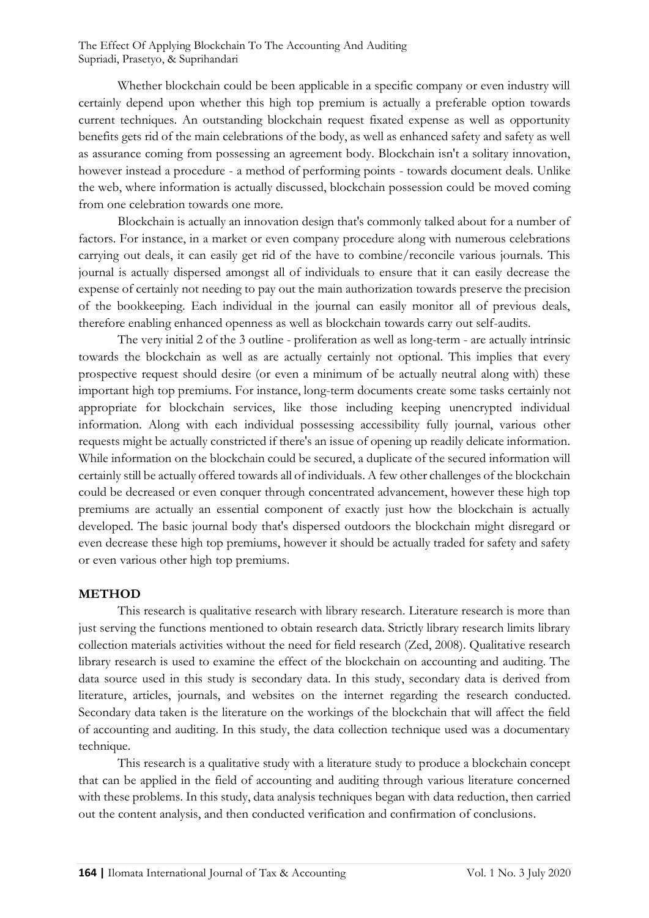Whether blockchain could be been applicable in a specific company or even industry will certainly depend upon whether this high top premium is actually a preferable option towards current techniques. An outstanding blockchain request fixated expense as well as opportunity benefits gets rid of the main celebrations of the body, as well as enhanced safety and safety as well as assurance coming from possessing an agreement body. Blockchain isn't a solitary innovation, however instead a procedure - a method of performing points - towards document deals. Unlike the web, where information is actually discussed, blockchain possession could be moved coming from one celebration towards one more.

Blockchain is actually an innovation design that's commonly talked about for a number of factors. For instance, in a market or even company procedure along with numerous celebrations carrying out deals, it can easily get rid of the have to combine/reconcile various journals. This journal is actually dispersed amongst all of individuals to ensure that it can easily decrease the expense of certainly not needing to pay out the main authorization towards preserve the precision of the bookkeeping. Each individual in the journal can easily monitor all of previous deals, therefore enabling enhanced openness as well as blockchain towards carry out self-audits.

The very initial 2 of the 3 outline - proliferation as well as long-term - are actually intrinsic towards the blockchain as well as are actually certainly not optional. This implies that every prospective request should desire (or even a minimum of be actually neutral along with) these important high top premiums. For instance, long-term documents create some tasks certainly not appropriate for blockchain services, like those including keeping unencrypted individual information. Along with each individual possessing accessibility fully journal, various other requests might be actually constricted if there's an issue of opening up readily delicate information. While information on the blockchain could be secured, a duplicate of the secured information will certainly still be actually offered towards all of individuals. A few other challenges of the blockchain could be decreased or even conquer through concentrated advancement, however these high top premiums are actually an essential component of exactly just how the blockchain is actually developed. The basic journal body that's dispersed outdoors the blockchain might disregard or even decrease these high top premiums, however it should be actually traded for safety and safety or even various other high top premiums.

## METHOD

This research is qualitative research with library research. Literature research is more than just serving the functions mentioned to obtain research data. Strictly library research limits library collection materials activities without the need for field research (Zed, 2008). Qualitative research library research is used to examine the effect of the blockchain on accounting and auditing. The data source used in this study is secondary data. In this study, secondary data is derived from literature, articles, journals, and websites on the internet regarding the research conducted. Secondary data taken is the literature on the workings of the blockchain that will affect the field of accounting and auditing. In this study, the data collection technique used was a documentary technique.

This research is a qualitative study with a literature study to produce a blockchain concept that can be applied in the field of accounting and auditing through various literature concerned with these problems. In this study, data analysis techniques began with data reduction, then carried out the content analysis, and then conducted verification and confirmation of conclusions.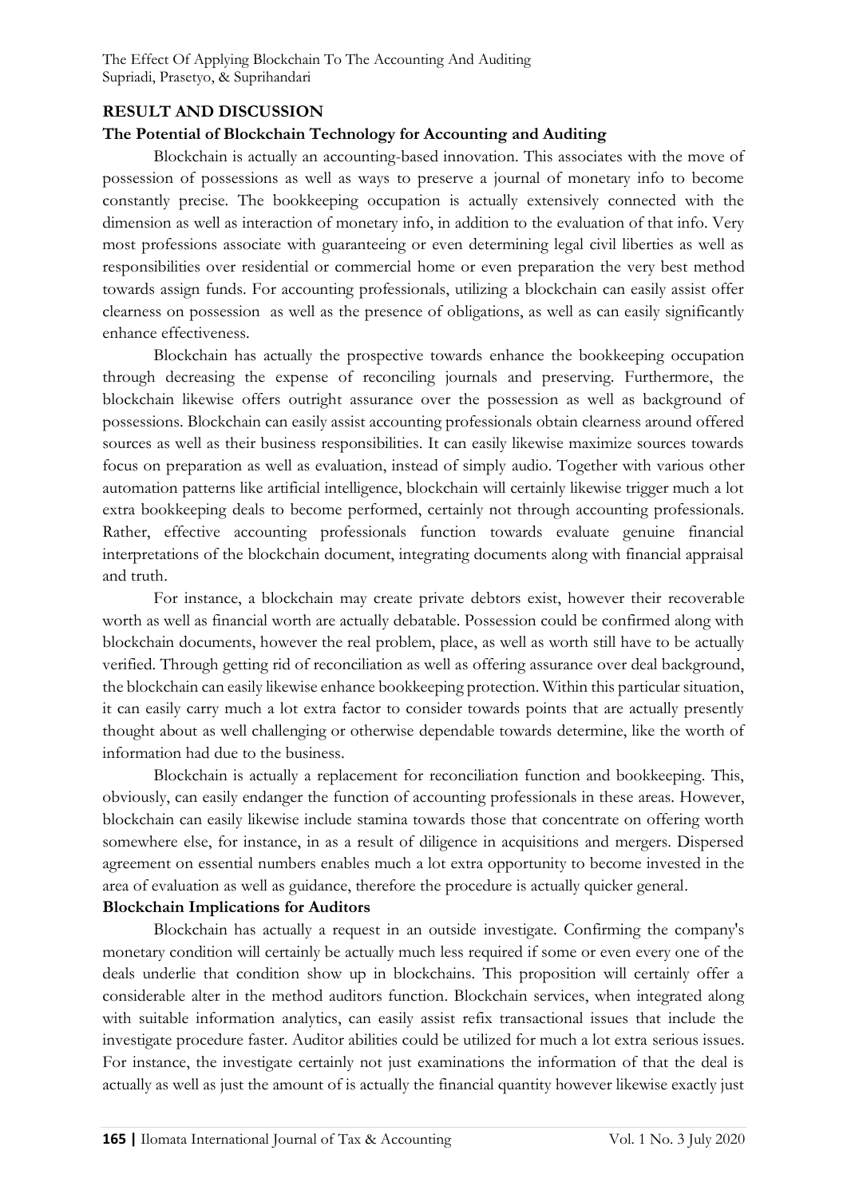## RESULT AND DISCUSSION

### The Potential of Blockchain Technology for Accounting and Auditing

Blockchain is actually an accounting-based innovation. This associates with the move of possession of possessions as well as ways to preserve a journal of monetary info to become constantly precise. The bookkeeping occupation is actually extensively connected with the dimension as well as interaction of monetary info, in addition to the evaluation of that info. Very most professions associate with guaranteeing or even determining legal civil liberties as well as responsibilities over residential or commercial home or even preparation the very best method towards assign funds. For accounting professionals, utilizing a blockchain can easily assist offer clearness on possession as well as the presence of obligations, as well as can easily significantly enhance effectiveness.

Blockchain has actually the prospective towards enhance the bookkeeping occupation through decreasing the expense of reconciling journals and preserving. Furthermore, the blockchain likewise offers outright assurance over the possession as well as background of possessions. Blockchain can easily assist accounting professionals obtain clearness around offered sources as well as their business responsibilities. It can easily likewise maximize sources towards focus on preparation as well as evaluation, instead of simply audio. Together with various other automation patterns like artificial intelligence, blockchain will certainly likewise trigger much a lot extra bookkeeping deals to become performed, certainly not through accounting professionals. Rather, effective accounting professionals function towards evaluate genuine financial interpretations of the blockchain document, integrating documents along with financial appraisal and truth.

For instance, a blockchain may create private debtors exist, however their recoverable worth as well as financial worth are actually debatable. Possession could be confirmed along with blockchain documents, however the real problem, place, as well as worth still have to be actually verified. Through getting rid of reconciliation as well as offering assurance over deal background, the blockchain can easily likewise enhance bookkeeping protection. Within this particular situation, it can easily carry much a lot extra factor to consider towards points that are actually presently thought about as well challenging or otherwise dependable towards determine, like the worth of information had due to the business.

Blockchain is actually a replacement for reconciliation function and bookkeeping. This, obviously, can easily endanger the function of accounting professionals in these areas. However, blockchain can easily likewise include stamina towards those that concentrate on offering worth somewhere else, for instance, in as a result of diligence in acquisitions and mergers. Dispersed agreement on essential numbers enables much a lot extra opportunity to become invested in the area of evaluation as well as guidance, therefore the procedure is actually quicker general.

### Blockchain Implications for Auditors

Blockchain has actually a request in an outside investigate. Confirming the company's monetary condition will certainly be actually much less required if some or even every one of the deals underlie that condition show up in blockchains. This proposition will certainly offer a considerable alter in the method auditors function. Blockchain services, when integrated along with suitable information analytics, can easily assist refix transactional issues that include the investigate procedure faster. Auditor abilities could be utilized for much a lot extra serious issues. For instance, the investigate certainly not just examinations the information of that the deal is actually as well as just the amount of is actually the financial quantity however likewise exactly just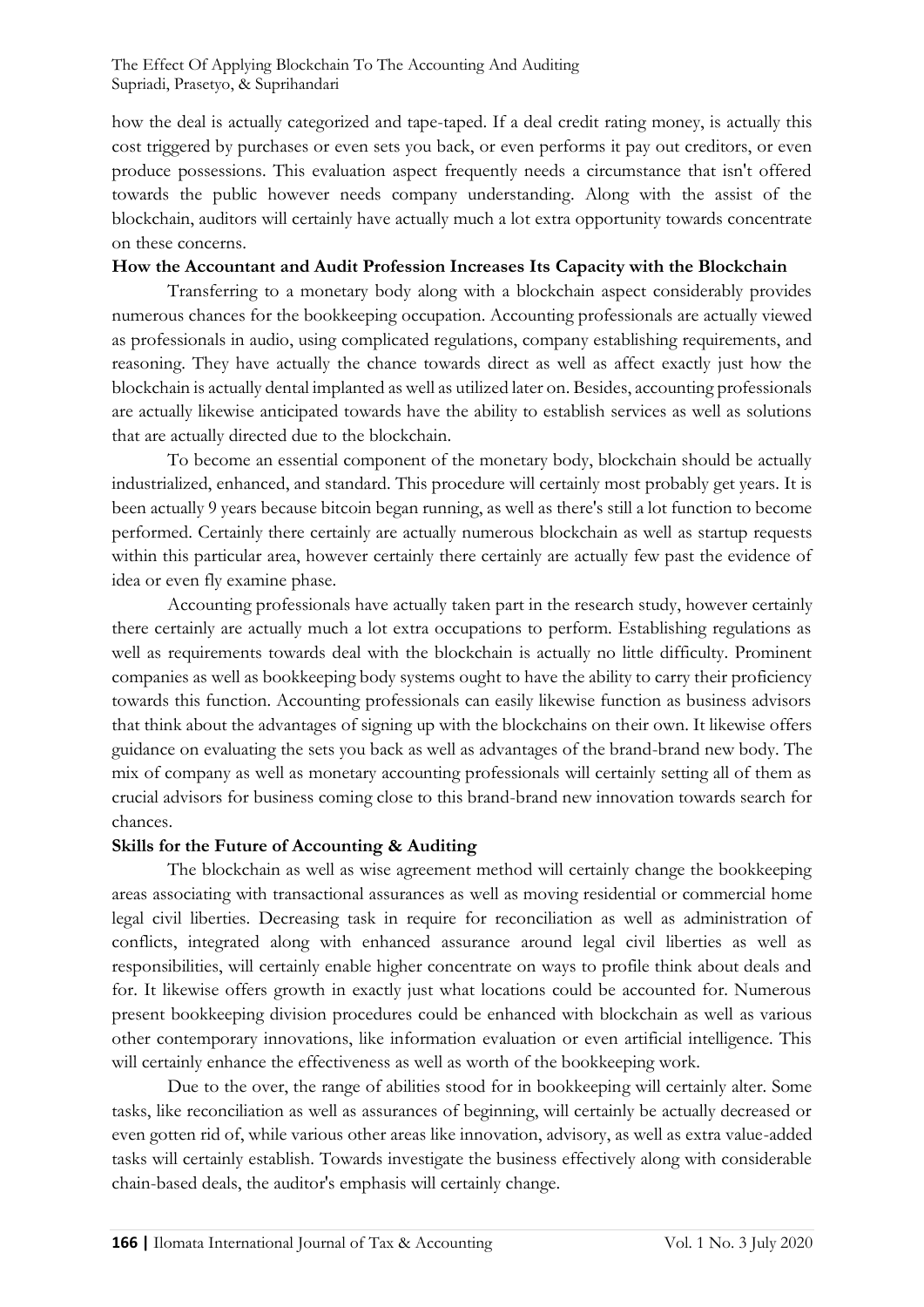how the deal is actually categorized and tape-taped. If a deal credit rating money, is actually this cost triggered by purchases or even sets you back, or even performs it pay out creditors, or even produce possessions. This evaluation aspect frequently needs a circumstance that isn't offered towards the public however needs company understanding. Along with the assist of the blockchain, auditors will certainly have actually much a lot extra opportunity towards concentrate on these concerns.

**How the Accountant and Audit Profession Increases Its Capacity with the Blockchain**

Transferring to a monetary body along with a blockchain aspect considerably provides numerous chances for the bookkeeping occupation. Accounting professionals are actually viewed as professionals in audio, using complicated regulations, company establishing requirements, and reasoning. They have actually the chance towards direct as well as affect exactly just how the blockchain is actually dental implanted as well as utilized later on. Besides, accounting professionals are actually likewise anticipated towards have the ability to establish services as well as solutions that are actually directed due to the blockchain.

To become an essential component of the monetary body, blockchain should be actually industrialized, enhanced, and standard. This procedure will certainly most probably get years. It is been actually 9 years because bitcoin began running, as well as there's still a lot function to become performed. Certainly there certainly are actually numerous blockchain as well as startup requests within this particular area, however certainly there certainly are actually few past the evidence of idea or even fly examine phase.

Accounting professionals have actually taken part in the research study, however certainly there certainly are actually much a lot extra occupations to perform. Establishing regulations as well as requirements towards deal with the blockchain is actually no little difficulty. Prominent companies as well as bookkeeping body systems ought to have the ability to carry their proficiency towards this function. Accounting professionals can easily likewise function as business advisors that think about the advantages of signing up with the blockchains on their own. It likewise offers guidance on evaluating the sets you back as well as advantages of the brand-brand new body. The mix of company as well as monetary accounting professionals will certainly setting all of them as crucial advisors for business coming close to this brand-brand new innovation towards search for chances.

**Skills for the Future of Accounting & Auditing**

The blockchain as well as wise agreement method will certainly change the bookkeeping areas associating with transactional assurances as well as moving residential or commercial home legal civil liberties. Decreasing task in require for reconciliation as well as administration of conflicts, integrated along with enhanced assurance around legal civil liberties as well as responsibilities, will certainly enable higher concentrate on ways to profile think about deals and for. It likewise offers growth in exactly just what locations could be accounted for. Numerous present bookkeeping division procedures could be enhanced with blockchain as well as various other contemporary innovations, like information evaluation or even artificial intelligence. This will certainly enhance the effectiveness as well as worth of the bookkeeping work.

Due to the over, the range of abilities stood for in bookkeeping will certainly alter. Some tasks, like reconciliation as well as assurances of beginning, will certainly be actually decreased or even gotten rid of, while various other areas like innovation, advisory, as well as extra value-added tasks will certainly establish. Towards investigate the business effectively along with considerable chain-based deals, the auditor's emphasis will certainly change.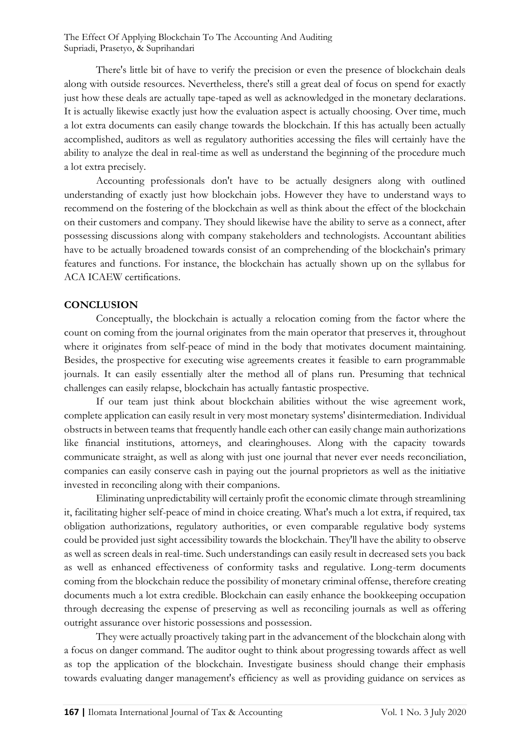There's little bit of have to verify the precision or even the presence of blockchain deals along with outside resources. Nevertheless, there's still a great deal of focus on spend for exactly just how these deals are actually tape-taped as well as acknowledged in the monetary declarations. It is actually likewise exactly just how the evaluation aspect is actually choosing. Over time, much a lot extra documents can easily change towards the blockchain. If this has actually been actually accomplished, auditors as well as regulatory authorities accessing the files will certainly have the ability to analyze the deal in real-time as well as understand the beginning of the procedure much a lot extra precisely.

Accounting professionals don't have to be actually designers along with outlined understanding of exactly just how blockchain jobs. However they have to understand ways to recommend on the fostering of the blockchain as well as think about the effect of the blockchain on their customers and company. They should likewise have the ability to serve as a connect, after possessing discussions along with company stakeholders and technologists. Accountant abilities have to be actually broadened towards consist of an comprehending of the blockchain's primary features and functions. For instance, the blockchain has actually shown up on the syllabus for ACA ICAEW certifications.

## CONCLUSION

Conceptually, the blockchain is actually a relocation coming from the factor where the count on coming from the journal originates from the main operator that preserves it, throughout where it originates from self-peace of mind in the body that motivates document maintaining. Besides, the prospective for executing wise agreements creates it feasible to earn programmable journals. It can easily essentially alter the method all of plans run. Presuming that technical challenges can easily relapse, blockchain has actually fantastic prospective.

If our team just think about blockchain abilities without the wise agreement work, complete application can easily result in very most monetary systems' disintermediation. Individual obstructs in between teams that frequently handle each other can easily change main authorizations like financial institutions, attorneys, and clearinghouses. Along with the capacity towards communicate straight, as well as along with just one journal that never ever needs reconciliation, companies can easily conserve cash in paying out the journal proprietors as well as the initiative invested in reconciling along with their companions.

Eliminating unpredictability will certainly profit the economic climate through streamlining it, facilitating higher self-peace of mind in choice creating. What's much a lot extra, if required, tax obligation authorizations, regulatory authorities, or even comparable regulative body systems could be provided just sight accessibility towards the blockchain. They'll have the ability to observe as well as screen deals in real-time. Such understandings can easily result in decreased sets you back as well as enhanced effectiveness of conformity tasks and regulative. Long-term documents coming from the blockchain reduce the possibility of monetary criminal offense, therefore creating documents much a lot extra credible. Blockchain can easily enhance the bookkeeping occupation through decreasing the expense of preserving as well as reconciling journals as well as offering outright assurance over historic possessions and possession.

They were actually proactively taking part in the advancement of the blockchain along with a focus on danger command. The auditor ought to think about progressing towards affect as well as top the application of the blockchain. Investigate business should change their emphasis towards evaluating danger management's efficiency as well as providing guidance on services as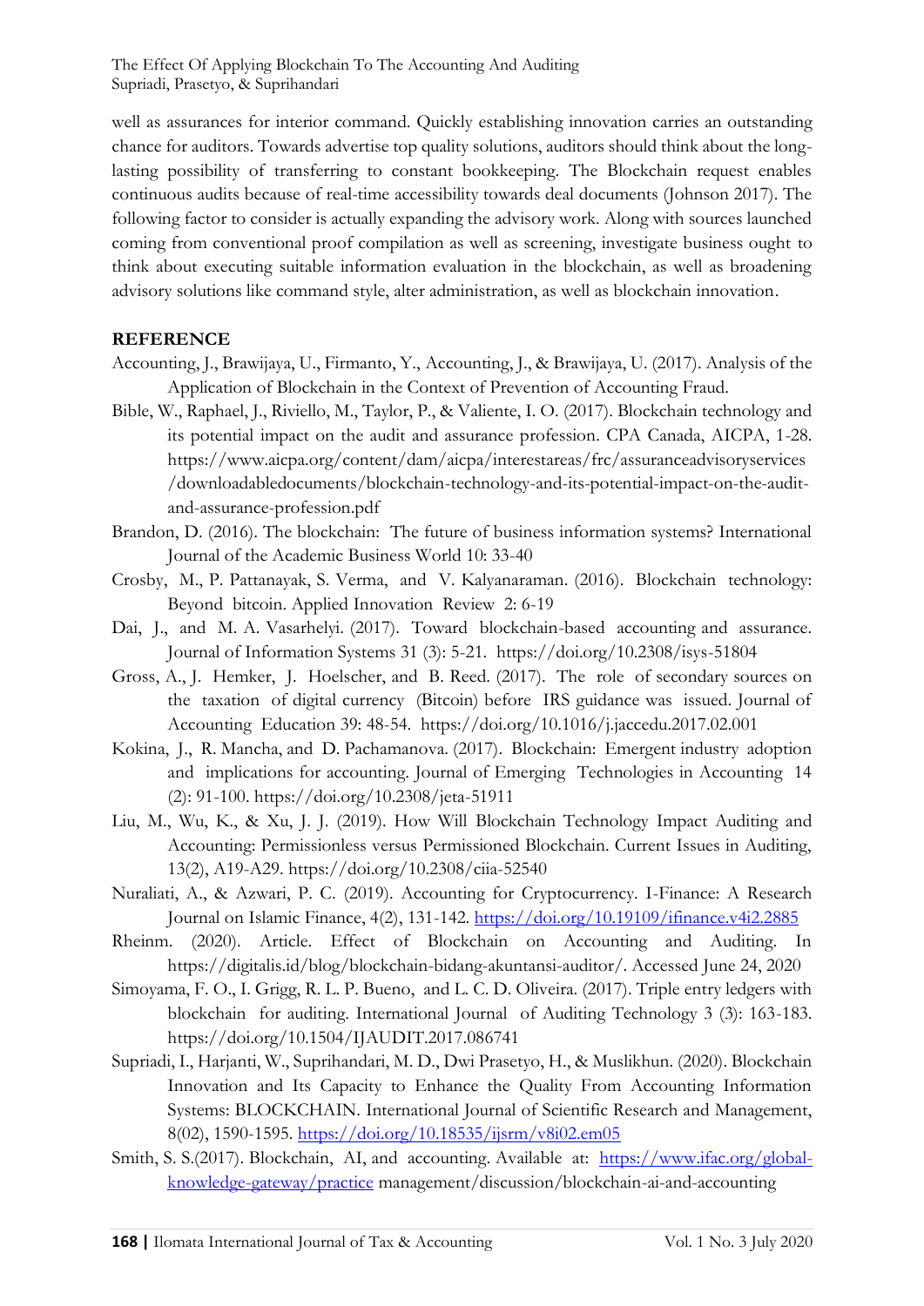well as assurances for interior command. Quickly establishing innovation carries an outstanding chance for auditors. Towards advertise top quality solutions, auditors should think about the long-lasting possibility of transferring to constant bookkeeping. The Blockchain request enables continuous audits because of real-time accessibility towards deal documents (Johnson 2017). The following factor to consider is actually expanding the advisory work. Along with sources launched coming from conventional proof compilation as well as screening, investigate business ought to think about executing suitable information evaluation in the blockchain, as well as broadening advisory solutions like command style, alter administration, as well as blockchain innovation.

## REFERENCE

Accounting, J., Brawijaya, U., Firmanto, Y., Accounting, J., & Brawijaya, U. (2017). Analysis of the Application of Blockchain in the Context of Prevention of Accounting Fraud.

Bible, W., Raphael, J., Riviello, M., Taylor, P., & Valiente, I. O. (2017). Blockchain technology and its potential impact on the audit and assurance profession. CPA Canada, AICPA, 1-28. https://www.aicpa.org/content/dam/aicpa/interestareas/frc/assuranceadvisoryservices/downloadabledocuments/blockchain-technology-and-its-potential-impact-on-the-audit-and-assurance-profession.pdf

Brandon, D. (2016). The blockchain: The future of business information systems? International Journal of the Academic Business World 10: 33-40

Crosby, M., P. Pattanayak, S. Verma, and V. Kalyanaraman. (2016). Blockchain technology: Beyond bitcoin. Applied Innovation Review 2: 6-19

Dai, J., and M. A. Vasarhelyi. (2017). Toward blockchain-based accounting and assurance. Journal of Information Systems 31 (3): 5-21. https://doi.org/10.2308/isys-51804

Gross, A., J. Hemker, J. Hoelscher, and B. Reed. (2017). The role of secondary sources on the taxation of digital currency (Bitcoin) before IRS guidance was issued. Journal of Accounting Education 39: 48-54. https://doi.org/10.1016/j.jaccedu.2017.02.001

Kokina, J., R. Mancha, and D. Pachamanova. (2017). Blockchain: Emergent industry adoption and implications for accounting. Journal of Emerging Technologies in Accounting 14 (2): 91-100. https://doi.org/10.2308/jeta-51911

Liu, M., Wu, K., & Xu, J. J. (2019). How Will Blockchain Technology Impact Auditing and Accounting: Permissionless versus Permissioned Blockchain. Current Issues in Auditing, 13(2), A19-A29. https://doi.org/10.2308/ciia-52540

Nuraliati, A., & Azwari, P. C. (2019). Accounting for Cryptocurrency. I-Finance: A Research Journal on Islamic Finance, 4(2), 131-142. https://doi.org/10.19109/ifinance.v4i2.2885

Rheinm. (2020). Article. Effect of Blockchain on Accounting and Auditing. In https://digitalis.id/blog/blockchain-bidang-akuntansi-auditor/. Accessed June 24, 2020

Simoyama, F. O., I. Grigg, R. L. P. Bueno, and L. C. D. Oliveira. (2017). Triple entry ledgers with blockchain for auditing. International Journal of Auditing Technology 3 (3): 163-183. https://doi.org/10.1504/IJAUDIT.2017.086741

Supriadi, I., Harjanti, W., Suprihandari, M. D., Dwi Prasetyo, H., & Muslikhun. (2020). Blockchain Innovation and Its Capacity to Enhance the Quality From Accounting Information Systems: BLOCKCHAIN. International Journal of Scientific Research and Management, 8(02), 1590-1595. https://doi.org/10.18535/ijsrm/v8i02.em05

Smith, S. S.(2017). Blockchain, AI, and accounting. Available at: https://www.ifac.org/global-knowledge-gateway/practice management/discussion/blockchain-ai-and-accounting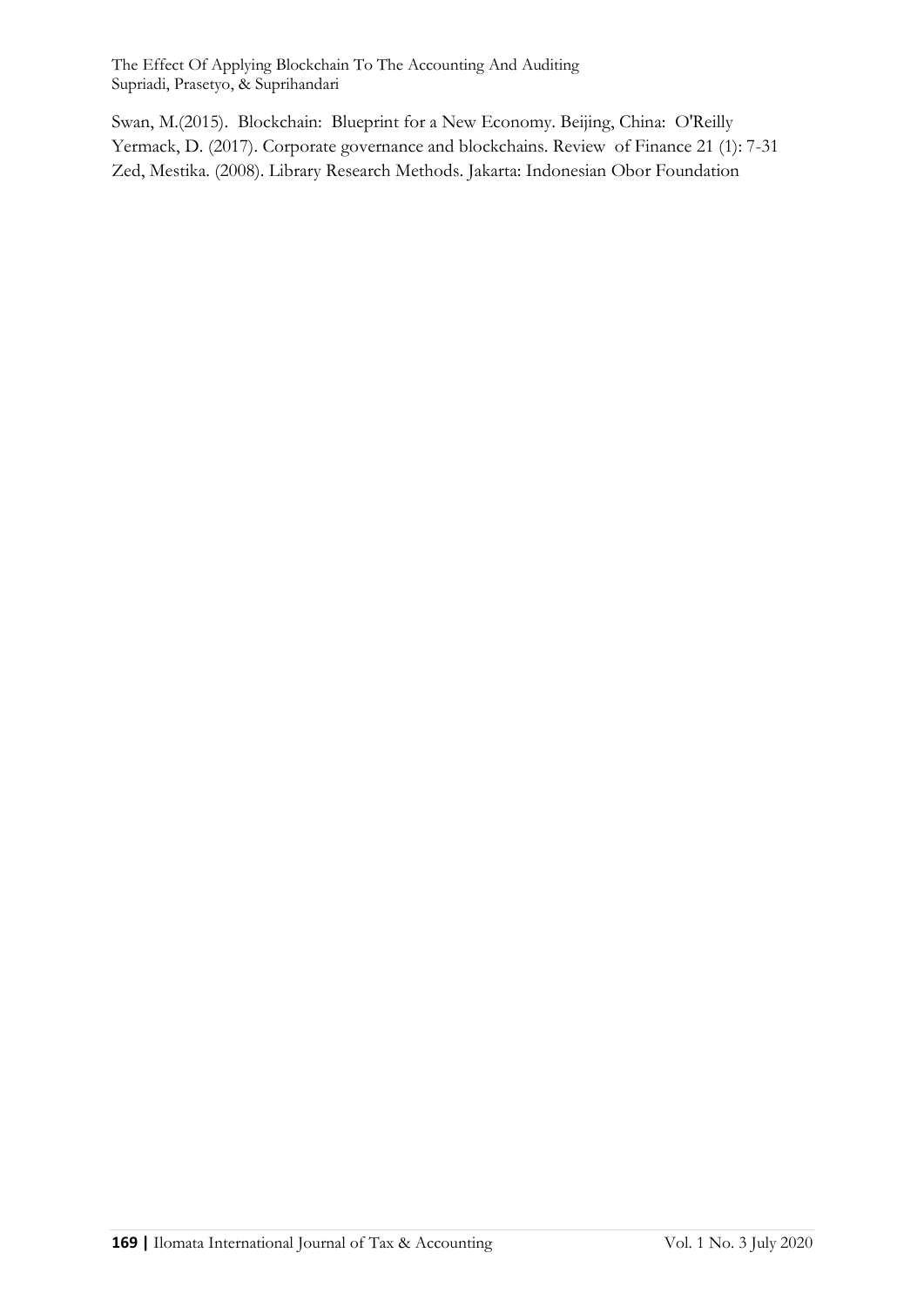Swan, M.(2015). Blockchain: Blueprint for a New Economy. Beijing, China: O'Reilly
Yermack, D. (2017). Corporate governance and blockchains. Review of Finance 21 (1): 7-31
Zed, Mestika. (2008). Library Research Methods. Jakarta: Indonesian Obor Foundation